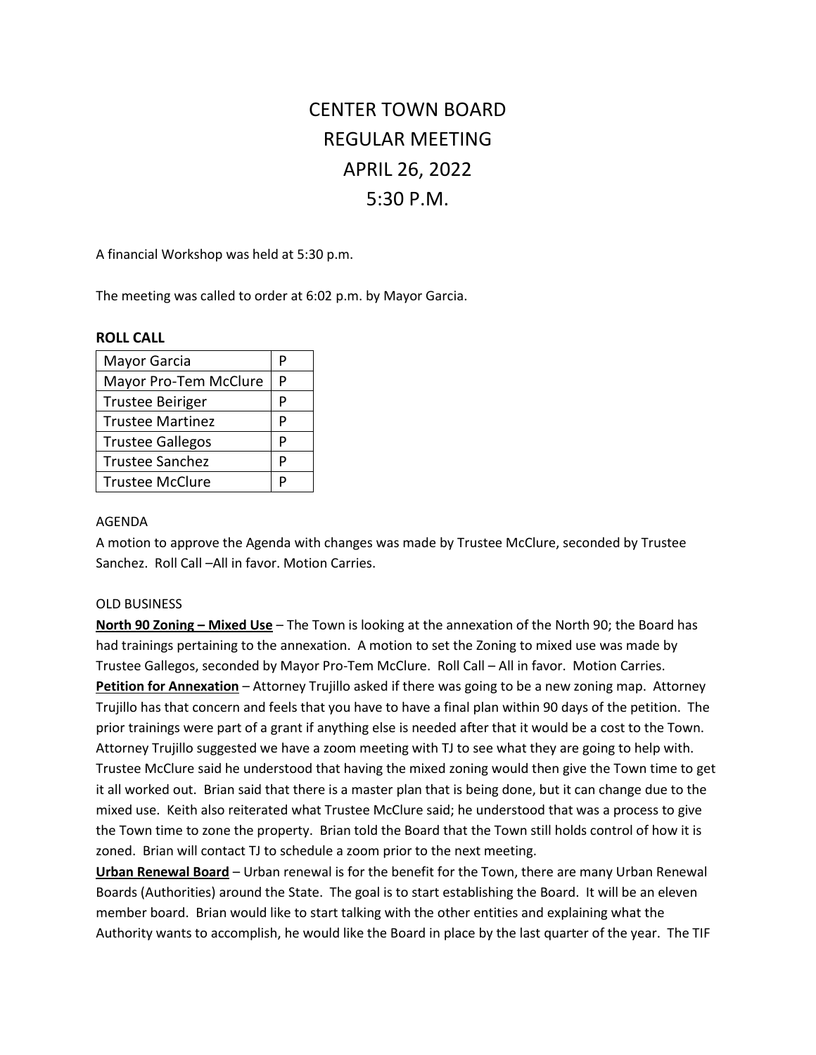# CENTER TOWN BOARD
# REGULAR MEETING
# APRIL 26, 2022
# 5:30 P.M.

A financial Workshop was held at 5:30 p.m.

The meeting was called to order at 6:02 p.m. by Mayor Garcia.

**ROLL CALL**

| | |
|---|---|
| Mayor Garcia | P |
| Mayor Pro-Tem McClure | P |
| Trustee Beiriger | P |
| Trustee Martinez | P |
| Trustee Gallegos | P |
| Trustee Sanchez | P |
| Trustee McClure | P |

AGENDA

A motion to approve the Agenda with changes was made by Trustee McClure, seconded by Trustee Sanchez. Roll Call –All in favor. Motion Carries.

OLD BUSINESS

**North 90 Zoning – Mixed Use** – The Town is looking at the annexation of the North 90; the Board has had trainings pertaining to the annexation. A motion to set the Zoning to mixed use was made by Trustee Gallegos, seconded by Mayor Pro-Tem McClure. Roll Call – All in favor. Motion Carries.

**Petition for Annexation** – Attorney Trujillo asked if there was going to be a new zoning map. Attorney Trujillo has that concern and feels that you have to have a final plan within 90 days of the petition. The prior trainings were part of a grant if anything else is needed after that it would be a cost to the Town. Attorney Trujillo suggested we have a zoom meeting with TJ to see what they are going to help with. Trustee McClure said he understood that having the mixed zoning would then give the Town time to get it all worked out. Brian said that there is a master plan that is being done, but it can change due to the mixed use. Keith also reiterated what Trustee McClure said; he understood that was a process to give the Town time to zone the property. Brian told the Board that the Town still holds control of how it is zoned. Brian will contact TJ to schedule a zoom prior to the next meeting.

**Urban Renewal Board** – Urban renewal is for the benefit for the Town, there are many Urban Renewal Boards (Authorities) around the State. The goal is to start establishing the Board. It will be an eleven member board. Brian would like to start talking with the other entities and explaining what the Authority wants to accomplish, he would like the Board in place by the last quarter of the year. The TIF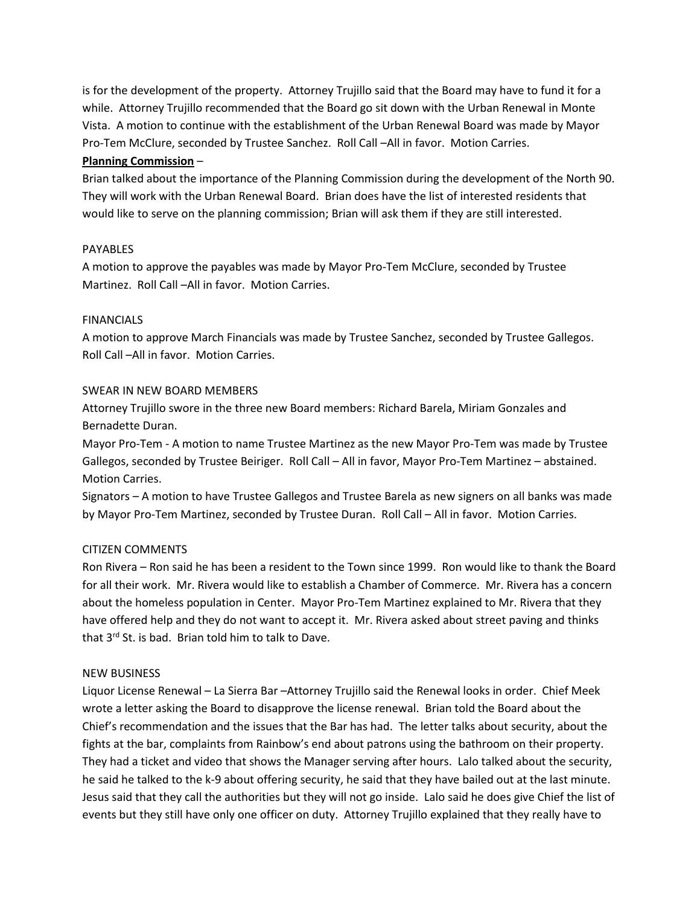is for the development of the property. Attorney Trujillo said that the Board may have to fund it for a while. Attorney Trujillo recommended that the Board go sit down with the Urban Renewal in Monte Vista. A motion to continue with the establishment of the Urban Renewal Board was made by Mayor Pro-Tem McClure, seconded by Trustee Sanchez. Roll Call –All in favor. Motion Carries.

**Planning Commission** –

Brian talked about the importance of the Planning Commission during the development of the North 90. They will work with the Urban Renewal Board. Brian does have the list of interested residents that would like to serve on the planning commission; Brian will ask them if they are still interested.

PAYABLES

A motion to approve the payables was made by Mayor Pro-Tem McClure, seconded by Trustee Martinez. Roll Call –All in favor. Motion Carries.

FINANCIALS

A motion to approve March Financials was made by Trustee Sanchez, seconded by Trustee Gallegos. Roll Call –All in favor. Motion Carries.

SWEAR IN NEW BOARD MEMBERS

Attorney Trujillo swore in the three new Board members: Richard Barela, Miriam Gonzales and Bernadette Duran.

Mayor Pro-Tem - A motion to name Trustee Martinez as the new Mayor Pro-Tem was made by Trustee Gallegos, seconded by Trustee Beiriger. Roll Call – All in favor, Mayor Pro-Tem Martinez – abstained. Motion Carries.

Signators – A motion to have Trustee Gallegos and Trustee Barela as new signers on all banks was made by Mayor Pro-Tem Martinez, seconded by Trustee Duran. Roll Call – All in favor. Motion Carries.

CITIZEN COMMENTS

Ron Rivera – Ron said he has been a resident to the Town since 1999. Ron would like to thank the Board for all their work. Mr. Rivera would like to establish a Chamber of Commerce. Mr. Rivera has a concern about the homeless population in Center. Mayor Pro-Tem Martinez explained to Mr. Rivera that they have offered help and they do not want to accept it. Mr. Rivera asked about street paving and thinks that 3rd St. is bad. Brian told him to talk to Dave.

NEW BUSINESS

Liquor License Renewal – La Sierra Bar –Attorney Trujillo said the Renewal looks in order. Chief Meek wrote a letter asking the Board to disapprove the license renewal. Brian told the Board about the Chief's recommendation and the issues that the Bar has had. The letter talks about security, about the fights at the bar, complaints from Rainbow's end about patrons using the bathroom on their property. They had a ticket and video that shows the Manager serving after hours. Lalo talked about the security, he said he talked to the k-9 about offering security, he said that they have bailed out at the last minute. Jesus said that they call the authorities but they will not go inside. Lalo said he does give Chief the list of events but they still have only one officer on duty. Attorney Trujillo explained that they really have to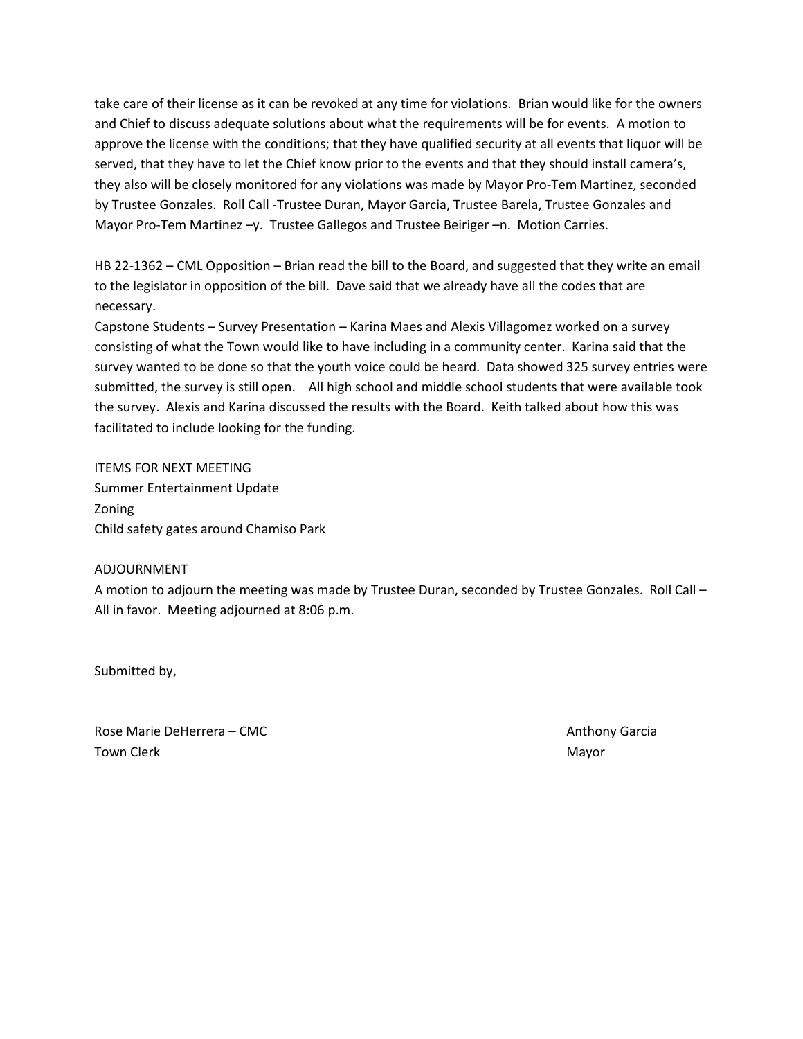take care of their license as it can be revoked at any time for violations. Brian would like for the owners and Chief to discuss adequate solutions about what the requirements will be for events. A motion to approve the license with the conditions; that they have qualified security at all events that liquor will be served, that they have to let the Chief know prior to the events and that they should install camera's, they also will be closely monitored for any violations was made by Mayor Pro-Tem Martinez, seconded by Trustee Gonzales. Roll Call -Trustee Duran, Mayor Garcia, Trustee Barela, Trustee Gonzales and Mayor Pro-Tem Martinez –y. Trustee Gallegos and Trustee Beiriger –n. Motion Carries.

HB 22-1362 – CML Opposition – Brian read the bill to the Board, and suggested that they write an email to the legislator in opposition of the bill. Dave said that we already have all the codes that are necessary.

Capstone Students – Survey Presentation – Karina Maes and Alexis Villagomez worked on a survey consisting of what the Town would like to have including in a community center. Karina said that the survey wanted to be done so that the youth voice could be heard. Data showed 325 survey entries were submitted, the survey is still open. All high school and middle school students that were available took the survey. Alexis and Karina discussed the results with the Board. Keith talked about how this was facilitated to include looking for the funding.

ITEMS FOR NEXT MEETING

Summer Entertainment Update

Zoning

Child safety gates around Chamiso Park

ADJOURNMENT

A motion to adjourn the meeting was made by Trustee Duran, seconded by Trustee Gonzales. Roll Call – All in favor. Meeting adjourned at 8:06 p.m.

Submitted by,

Rose Marie DeHerrera – CMC
Town Clerk

Anthony Garcia
Mayor